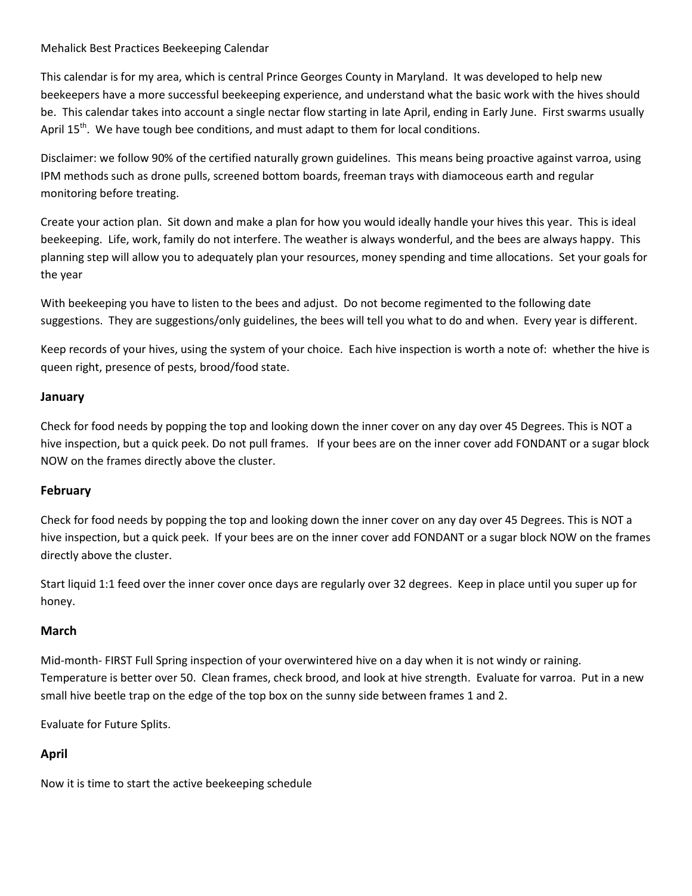Mehalick Best Practices Beekeeping Calendar

This calendar is for my area, which is central Prince Georges County in Maryland. It was developed to help new beekeepers have a more successful beekeeping experience, and understand what the basic work with the hives should be. This calendar takes into account a single nectar flow starting in late April, ending in Early June. First swarms usually April 15th. We have tough bee conditions, and must adapt to them for local conditions.

Disclaimer: we follow 90% of the certified naturally grown guidelines. This means being proactive against varroa, using IPM methods such as drone pulls, screened bottom boards, freeman trays with diamoceous earth and regular monitoring before treating.

Create your action plan. Sit down and make a plan for how you would ideally handle your hives this year. This is ideal beekeeping. Life, work, family do not interfere. The weather is always wonderful, and the bees are always happy. This planning step will allow you to adequately plan your resources, money spending and time allocations. Set your goals for the year

With beekeeping you have to listen to the bees and adjust. Do not become regimented to the following date suggestions. They are suggestions/only guidelines, the bees will tell you what to do and when. Every year is different.

Keep records of your hives, using the system of your choice. Each hive inspection is worth a note of: whether the hive is queen right, presence of pests, brood/food state.

## January

Check for food needs by popping the top and looking down the inner cover on any day over 45 Degrees. This is NOT a hive inspection, but a quick peek. Do not pull frames. If your bees are on the inner cover add FONDANT or a sugar block NOW on the frames directly above the cluster.

## February

Check for food needs by popping the top and looking down the inner cover on any day over 45 Degrees. This is NOT a hive inspection, but a quick peek. If your bees are on the inner cover add FONDANT or a sugar block NOW on the frames directly above the cluster.

Start liquid 1:1 feed over the inner cover once days are regularly over 32 degrees. Keep in place until you super up for honey.

## March

Mid-month- FIRST Full Spring inspection of your overwintered hive on a day when it is not windy or raining. Temperature is better over 50. Clean frames, check brood, and look at hive strength. Evaluate for varroa. Put in a new small hive beetle trap on the edge of the top box on the sunny side between frames 1 and 2.

Evaluate for Future Splits.

## April

Now it is time to start the active beekeeping schedule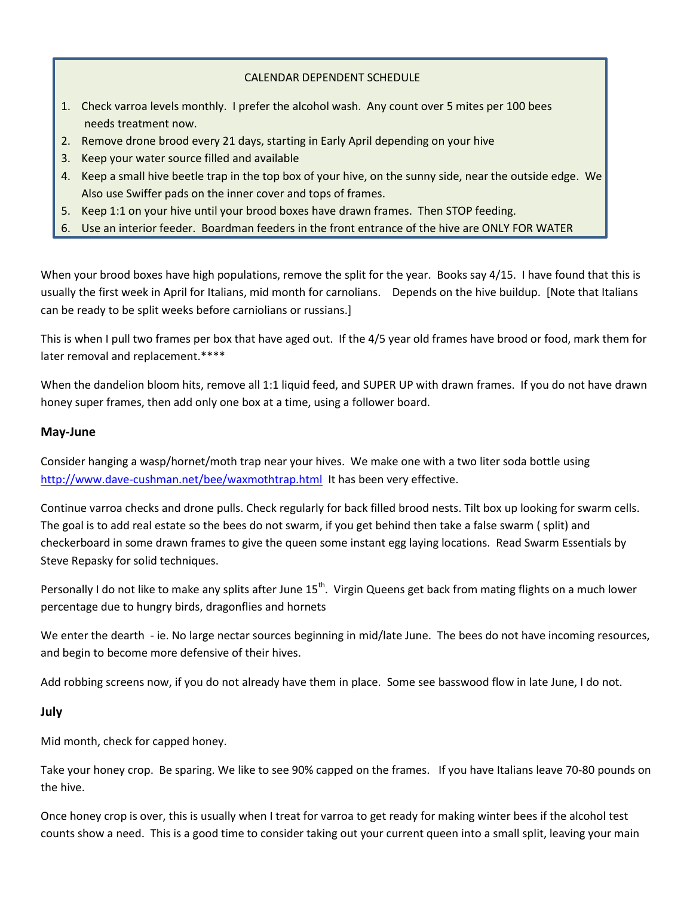CALENDAR DEPENDENT SCHEDULE

1. Check varroa levels monthly. I prefer the alcohol wash. Any count over 5 mites per 100 bees needs treatment now.
2. Remove drone brood every 21 days, starting in Early April depending on your hive
3. Keep your water source filled and available
4. Keep a small hive beetle trap in the top box of your hive, on the sunny side, near the outside edge. We Also use Swiffer pads on the inner cover and tops of frames.
5. Keep 1:1 on your hive until your brood boxes have drawn frames. Then STOP feeding.
6. Use an interior feeder. Boardman feeders in the front entrance of the hive are ONLY FOR WATER

When your brood boxes have high populations, remove the split for the year. Books say 4/15. I have found that this is usually the first week in April for Italians, mid month for carnolians. Depends on the hive buildup. [Note that Italians can be ready to be split weeks before carniolians or russians.]

This is when I pull two frames per box that have aged out. If the 4/5 year old frames have brood or food, mark them for later removal and replacement.****

When the dandelion bloom hits, remove all 1:1 liquid feed, and SUPER UP with drawn frames. If you do not have drawn honey super frames, then add only one box at a time, using a follower board.

### May-June

Consider hanging a wasp/hornet/moth trap near your hives. We make one with a two liter soda bottle using http://www.dave-cushman.net/bee/waxmothtrap.html It has been very effective.

Continue varroa checks and drone pulls. Check regularly for back filled brood nests. Tilt box up looking for swarm cells. The goal is to add real estate so the bees do not swarm, if you get behind then take a false swarm ( split) and checkerboard in some drawn frames to give the queen some instant egg laying locations. Read Swarm Essentials by Steve Repasky for solid techniques.

Personally I do not like to make any splits after June 15th. Virgin Queens get back from mating flights on a much lower percentage due to hungry birds, dragonflies and hornets

We enter the dearth - ie. No large nectar sources beginning in mid/late June. The bees do not have incoming resources, and begin to become more defensive of their hives.

Add robbing screens now, if you do not already have them in place. Some see basswood flow in late June, I do not.

### July

Mid month, check for capped honey.

Take your honey crop. Be sparing. We like to see 90% capped on the frames. If you have Italians leave 70-80 pounds on the hive.

Once honey crop is over, this is usually when I treat for varroa to get ready for making winter bees if the alcohol test counts show a need. This is a good time to consider taking out your current queen into a small split, leaving your main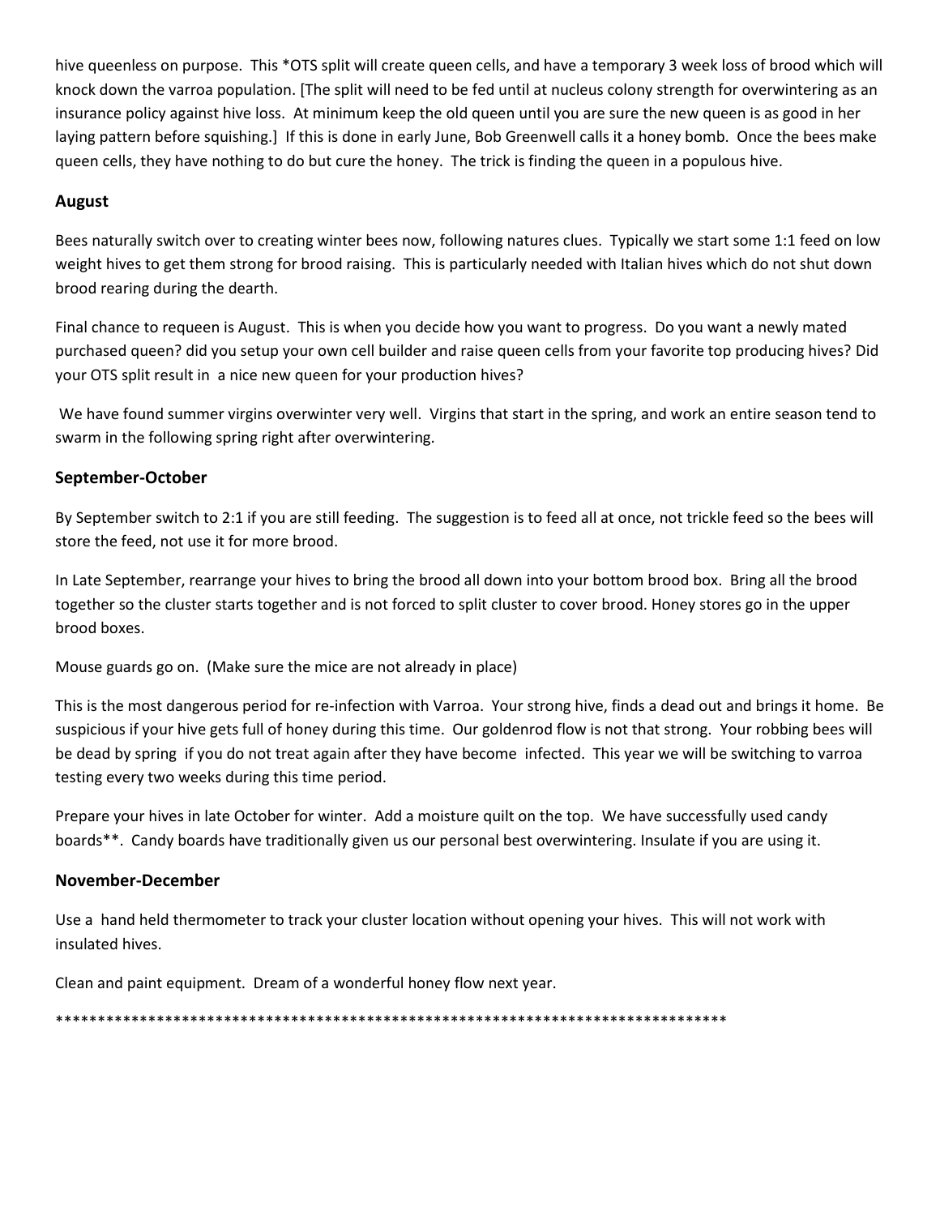hive queenless on purpose. This *OTS split will create queen cells, and have a temporary 3 week loss of brood which will knock down the varroa population. [The split will need to be fed until at nucleus colony strength for overwintering as an insurance policy against hive loss. At minimum keep the old queen until you are sure the new queen is as good in her laying pattern before squishing.] If this is done in early June, Bob Greenwell calls it a honey bomb. Once the bees make queen cells, they have nothing to do but cure the honey. The trick is finding the queen in a populous hive.

## August

Bees naturally switch over to creating winter bees now, following natures clues. Typically we start some 1:1 feed on low weight hives to get them strong for brood raising. This is particularly needed with Italian hives which do not shut down brood rearing during the dearth.

Final chance to requeen is August. This is when you decide how you want to progress. Do you want a newly mated purchased queen? did you setup your own cell builder and raise queen cells from your favorite top producing hives? Did your OTS split result in a nice new queen for your production hives?

We have found summer virgins overwinter very well. Virgins that start in the spring, and work an entire season tend to swarm in the following spring right after overwintering.

## September-October

By September switch to 2:1 if you are still feeding. The suggestion is to feed all at once, not trickle feed so the bees will store the feed, not use it for more brood.

In Late September, rearrange your hives to bring the brood all down into your bottom brood box. Bring all the brood together so the cluster starts together and is not forced to split cluster to cover brood. Honey stores go in the upper brood boxes.

Mouse guards go on. (Make sure the mice are not already in place)

This is the most dangerous period for re-infection with Varroa. Your strong hive, finds a dead out and brings it home. Be suspicious if your hive gets full of honey during this time. Our goldenrod flow is not that strong. Your robbing bees will be dead by spring if you do not treat again after they have become infected. This year we will be switching to varroa testing every two weeks during this time period.

Prepare your hives in late October for winter. Add a moisture quilt on the top. We have successfully used candy boards**. Candy boards have traditionally given us our personal best overwintering. Insulate if you are using it.

## November-December

Use a hand held thermometer to track your cluster location without opening your hives. This will not work with insulated hives.

Clean and paint equipment. Dream of a wonderful honey flow next year.

************************************************************************************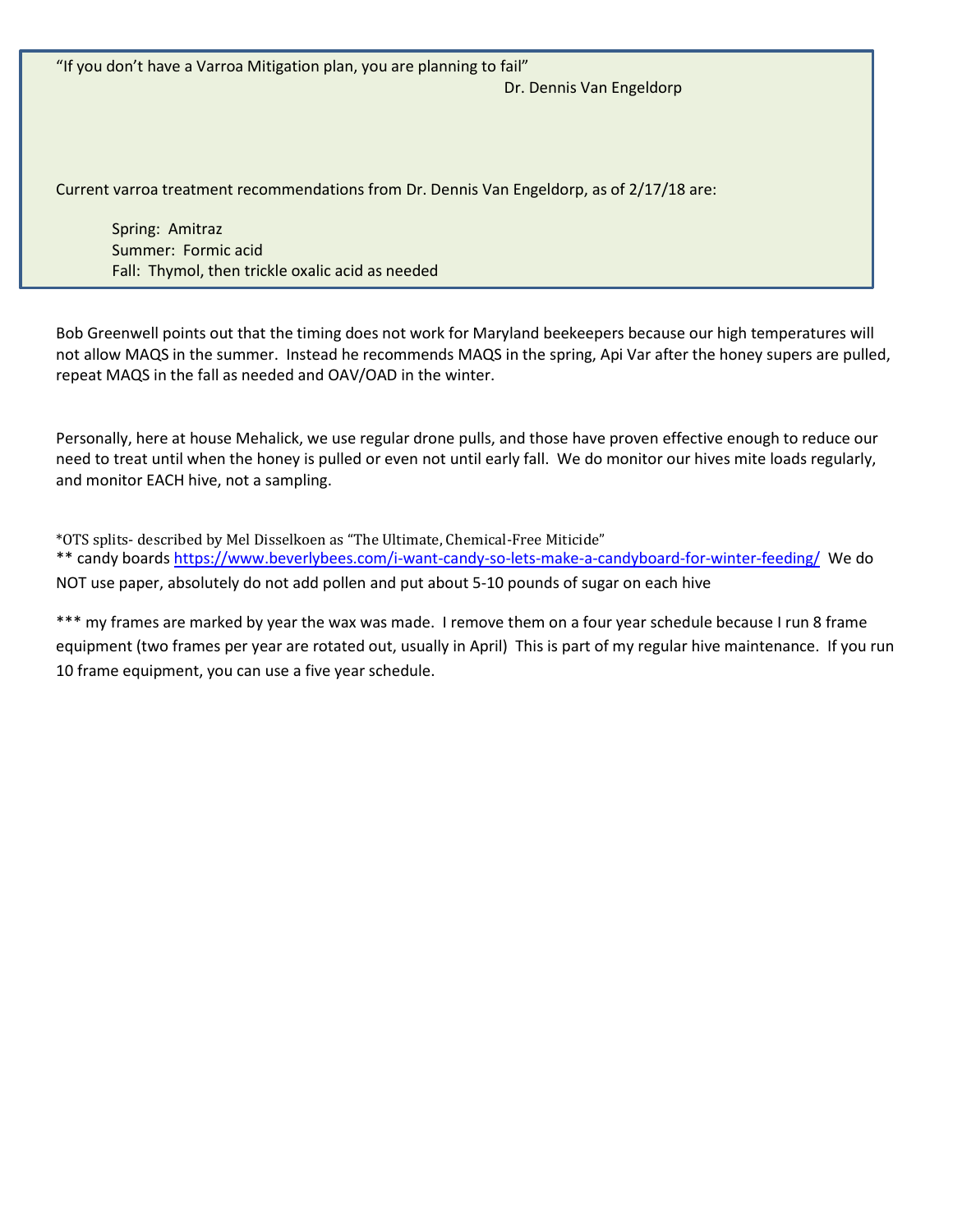“If you don’t have a Varroa Mitigation plan, you are planning to fail”

Dr. Dennis Van Engeldorp

Current varroa treatment recommendations from Dr. Dennis Van Engeldorp, as of 2/17/18 are:

Spring: Amitraz
Summer: Formic acid
Fall: Thymol, then trickle oxalic acid as needed

Bob Greenwell points out that the timing does not work for Maryland beekeepers because our high temperatures will not allow MAQS in the summer. Instead he recommends MAQS in the spring, Api Var after the honey supers are pulled, repeat MAQS in the fall as needed and OAV/OAD in the winter.

Personally, here at house Mehalick, we use regular drone pulls, and those have proven effective enough to reduce our need to treat until when the honey is pulled or even not until early fall. We do monitor our hives mite loads regularly, and monitor EACH hive, not a sampling.

*OTS splits- described by Mel Disselkoen as “The Ultimate, Chemical-Free Miticide”

** candy boards https://www.beverlybees.com/i-want-candy-so-lets-make-a-candyboard-for-winter-feeding/ We do NOT use paper, absolutely do not add pollen and put about 5-10 pounds of sugar on each hive

*** my frames are marked by year the wax was made. I remove them on a four year schedule because I run 8 frame equipment (two frames per year are rotated out, usually in April) This is part of my regular hive maintenance. If you run 10 frame equipment, you can use a five year schedule.